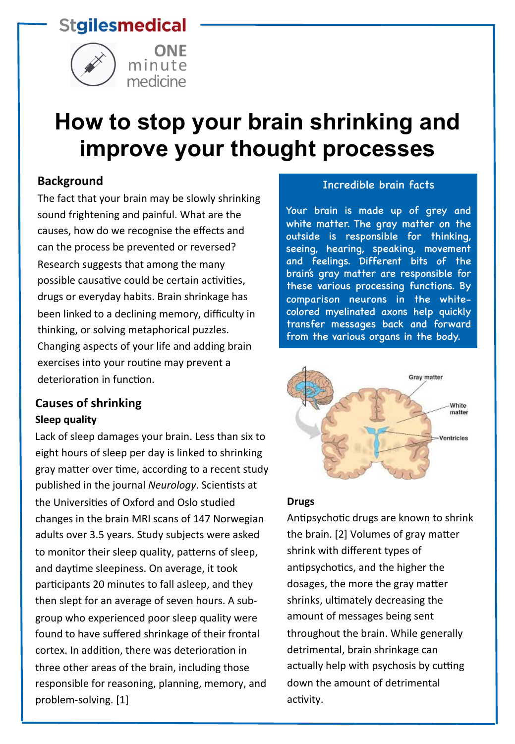Stgilesmedical

ONE minute medicine

# How to stop your brain shrinking and improve your thought processes

## Background

The fact that your brain may be slowly shrinking sound frightening and painful. What are the causes, how do we recognise the effects and can the process be prevented or reversed? Research suggests that among the many possible causative could be certain activities, drugs or everyday habits. Brain shrinkage has been linked to a declining memory, difficulty in thinking, or solving metaphorical puzzles. Changing aspects of your life and adding brain exercises into your routine may prevent a deterioration in function.

## Causes of shrinking

### Sleep quality

Lack of sleep damages your brain. Less than six to eight hours of sleep per day is linked to shrinking gray matter over time, according to a recent study published in the journal *Neurology*. Scientists at the Universities of Oxford and Oslo studied changes in the brain MRI scans of 147 Norwegian adults over 3.5 years. Study subjects were asked to monitor their sleep quality, patterns of sleep, and daytime sleepiness. On average, it took participants 20 minutes to fall asleep, and they then slept for an average of seven hours. A sub-group who experienced poor sleep quality were found to have suffered shrinkage of their frontal cortex. In addition, there was deterioration in three other areas of the brain, including those responsible for reasoning, planning, memory, and problem-solving. [1]

### Incredible brain facts

Your brain is made up of grey and white matter. The gray matter on the outside is responsible for thinking, seeing, hearing, speaking, movement and feelings. Different bits of the brain's gray matter are responsible for these various processing functions. By comparison neurons in the white-colored myelinated axons help quickly transfer messages back and forward from the various organs in the body.

Gray matter
White matter
Ventricles

### Drugs

Antipsychotic drugs are known to shrink the brain. [2] Volumes of gray matter shrink with different types of antipsychotics, and the higher the dosages, the more the gray matter shrinks, ultimately decreasing the amount of messages being sent throughout the brain. While generally detrimental, brain shrinkage can actually help with psychosis by cutting down the amount of detrimental activity.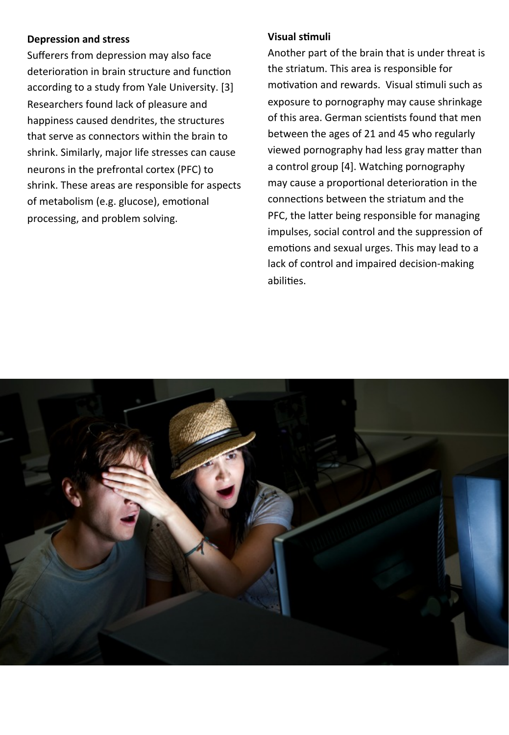### Depression and stress

Sufferers from depression may also face deterioration in brain structure and function according to a study from Yale University. [3] Researchers found lack of pleasure and happiness caused dendrites, the structures that serve as connectors within the brain to shrink. Similarly, major life stresses can cause neurons in the prefrontal cortex (PFC) to shrink. These areas are responsible for aspects of metabolism (e.g. glucose), emotional processing, and problem solving.

### Visual stimuli

Another part of the brain that is under threat is the striatum. This area is responsible for motivation and rewards. Visual stimuli such as exposure to pornography may cause shrinkage of this area. German scientists found that men between the ages of 21 and 45 who regularly viewed pornography had less gray matter than a control group [4]. Watching pornography may cause a proportional deterioration in the connections between the striatum and the PFC, the latter being responsible for managing impulses, social control and the suppression of emotions and sexual urges. This may lead to a lack of control and impaired decision-making abilities.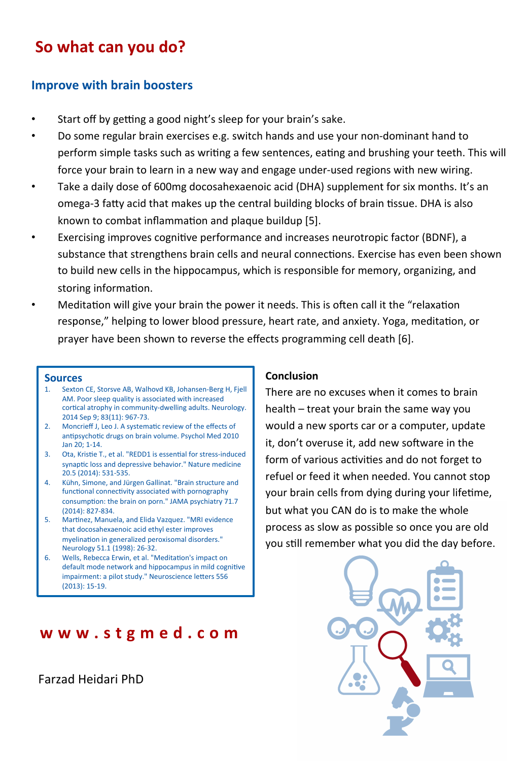# So what can you do?

## Improve with brain boosters

- Start off by getting a good night's sleep for your brain's sake.
- Do some regular brain exercises e.g. switch hands and use your non-dominant hand to perform simple tasks such as writing a few sentences, eating and brushing your teeth. This will force your brain to learn in a new way and engage under-used regions with new wiring.
- Take a daily dose of 600mg docosahexaenoic acid (DHA) supplement for six months. It's an omega-3 fatty acid that makes up the central building blocks of brain tissue. DHA is also known to combat inflammation and plaque buildup [5].
- Exercising improves cognitive performance and increases neurotropic factor (BDNF), a substance that strengthens brain cells and neural connections. Exercise has even been shown to build new cells in the hippocampus, which is responsible for memory, organizing, and storing information.
- Meditation will give your brain the power it needs. This is often call it the "relaxation response," helping to lower blood pressure, heart rate, and anxiety. Yoga, meditation, or prayer have been shown to reverse the effects programming cell death [6].

### Sources

1. Sexton CE, Storsve AB, Walhovd KB, Johansen-Berg H, Fjell AM. Poor sleep quality is associated with increased cortical atrophy in community-dwelling adults. Neurology. 2014 Sep 9; 83(11): 967-73.
2. Moncrieff J, Leo J. A systematic review of the effects of antipsychotic drugs on brain volume. Psychol Med 2010 Jan 20; 1-14.
3. Ota, Kristie T., et al. "REDD1 is essential for stress-induced synaptic loss and depressive behavior." Nature medicine 20.5 (2014): 531-535.
4. Kühn, Simone, and Jürgen Gallinat. "Brain structure and functional connectivity associated with pornography consumption: the brain on porn." JAMA psychiatry 71.7 (2014): 827-834.
5. Martinez, Manuela, and Elida Vazquez. "MRI evidence that docosahexaenoic acid ethyl ester improves myelination in generalized peroxisomal disorders." Neurology 51.1 (1998): 26-32.
6. Wells, Rebecca Erwin, et al. "Meditation's impact on default mode network and hippocampus in mild cognitive impairment: a pilot study." Neuroscience letters 556 (2013): 15-19.

**Conclusion**

There are no excuses when it comes to brain health – treat your brain the same way you would a new sports car or a computer, update it, don't overuse it, add new software in the form of various activities and do not forget to refuel or feed it when needed. You cannot stop your brain cells from dying during your lifetime, but what you CAN do is to make the whole process as slow as possible so once you are old you still remember what you did the day before.

**www.stgmed.com**

Farzad Heidari PhD